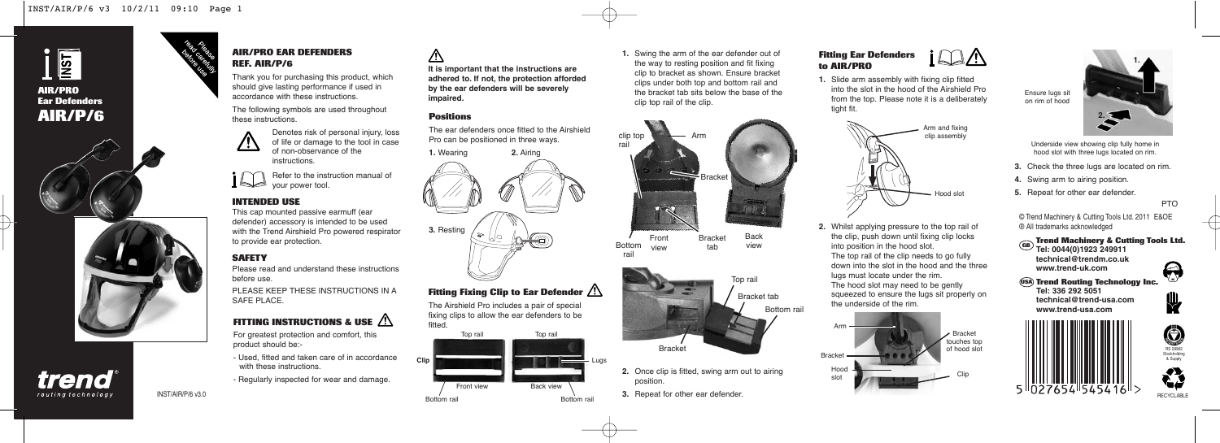# AIR/PRO Ear Defenders AIR/P/6

Please read carefully before use

## AIR/PRO EAR DEFENDERS REF. AIR/P/6

Thank you for purchasing this product, which should give lasting performance if used in accordance with these instructions.

The following symbols are used throughout these instructions.

Denotes risk of personal injury, loss of life or damage to the tool in case of non-observance of the instructions.

Refer to the instruction manual of your power tool.

### INTENDED USE

This cap mounted passive earmuff (ear defender) accessory is intended to be used with the Trend Airshield Pro powered respirator to provide ear protection.

### SAFETY

Please read and understand these instructions before use.

PLEASE KEEP THESE INSTRUCTIONS IN A SAFE PLACE.

### FITTING INSTRUCTIONS & USE

For greatest protection and comfort, this product should be:-

- Used, fitted and taken care of in accordance with these instructions.
- Regularly inspected for wear and damage.

INST/AIR/P/6 v3.0

**It is important that the instructions are adhered to. If not, the protection afforded by the ear defenders will be severely impaired.**

### Positions

The ear defenders once fitted to the Airshield Pro can be positioned in three ways.

1. Wearing
2. Airing
3. Resting

### Fitting Fixing Clip to Ear Defender

The Airshield Pro includes a pair of special fixing clips to allow the ear defenders to be fitted.

Clip — Top rail, Bottom rail, Front view, Back view, Lugs

1. Swing the arm of the ear defender out of the way to resting position and fit fixing clip to bracket as shown. Ensure bracket clips under both top and bottom rail and the bracket tab sits below the base of the clip top rail of the clip.

clip top rail, Arm, Bracket, Bottom rail, Front view, Bracket tab, Back view

Top rail, Bracket tab, Bottom rail, Bracket

2. Once clip is fitted, swing arm out to airing position.
3. Repeat for other ear defender.

### Fitting Ear Defenders to AIR/PRO

1. Slide arm assembly with fixing clip fitted into the slot in the hood of the Airshield Pro from the top. Please note it is a deliberately tight fit.

Arm and fixing clip assembly, Hood slot

2. Whilst applying pressure to the top rail of the clip, push down until fixing clip locks into position in the hood slot.
   The top rail of the clip needs to go fully down into the slot in the hood and the three lugs must locate under the rim.
   The hood slot may need to be gently squeezed to ensure the lugs sit properly on the underside of the rim.

Arm, Bracket, Hood slot, Bracket touches top of hood slot, Clip

Ensure lugs sit on rim of hood

Underside view showing clip fully home in hood slot with three lugs located on rim.

3. Check the three lugs are located on rim.
4. Swing arm to airing position.
5. Repeat for other ear defender.

PTO

© Trend Machinery & Cutting Tools Ltd. 2011 E&OE
® All trademarks acknowledged

**GB Trend Machinery & Cutting Tools Ltd.**
**Tel: 0044(0)1923 249911**
**technical@trendm.co.uk**
**www.trend-uk.com**

**USA Trend Routing Technology Inc.**
**Tel: 336 292 5051**
**technical@trend-usa.com**
**www.trend-usa.com**

5 027654 545416

BS 28662 Stockholding & Supply

RECYCLABLE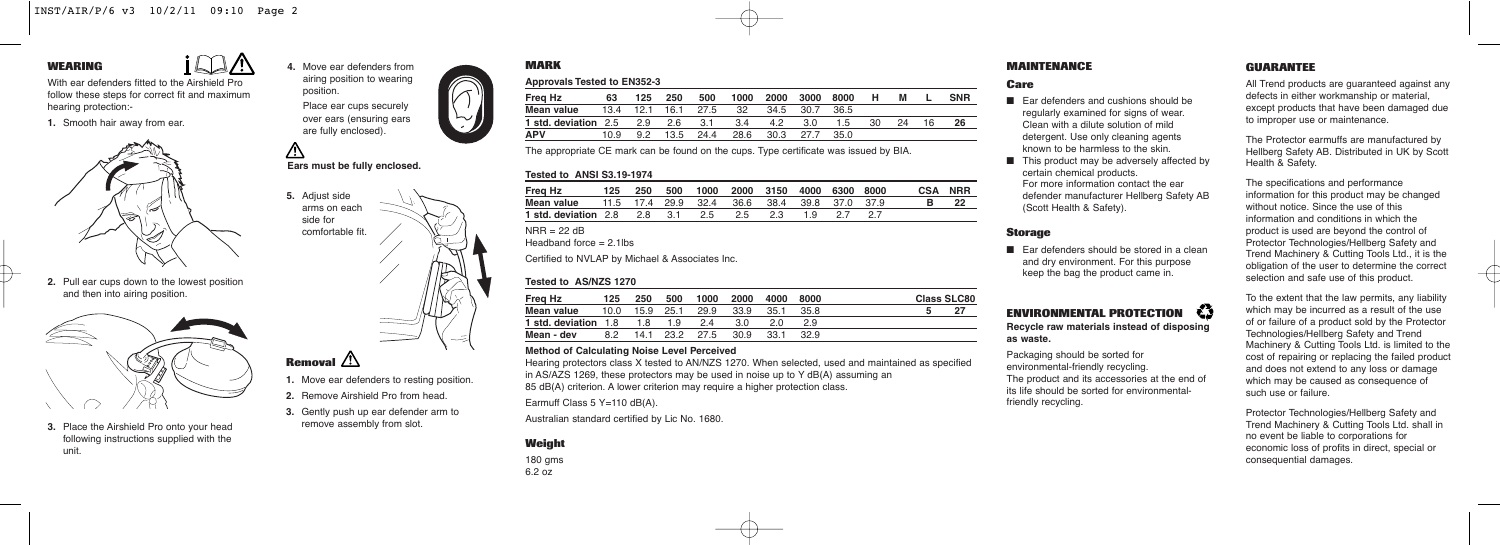## WEARING

With ear defenders fitted to the Airshield Pro follow these steps for correct fit and maximum hearing protection:-

1. Smooth hair away from ear.
2. Pull ear cups down to the lowest position and then into airing position.
3. Place the Airshield Pro onto your head following instructions supplied with the unit.
4. Move ear defenders from airing position to wearing position.

   Place ear cups securely over ears (ensuring ears are fully enclosed).

**Ears must be fully enclosed.**

5. Adjust side arms on each side for comfortable fit.

## Removal

1. Move ear defenders to resting position.
2. Remove Airshield Pro from head.
3. Gently push up ear defender arm to remove assembly from slot.

## MARK

**Approvals Tested to EN352-3**

| Freq Hz | 63 | 125 | 250 | 500 | 1000 | 2000 | 3000 | 8000 | H | M | L | SNR |
|---|---|---|---|---|---|---|---|---|---|---|---|---|
| Mean value | 13.4 | 12.1 | 16.1 | 27.5 | 32 | 34.5 | 30.7 | 36.5 | | | | |
| 1 std. deviation | 2.5 | 2.9 | 2.6 | 3.1 | 3.4 | 4.2 | 3.0 | 1.5 | 30 | 24 | 16 | 26 |
| APV | 10.9 | 9.2 | 13.5 | 24.4 | 28.6 | 30.3 | 27.7 | 35.0 | | | | |

The appropriate CE mark can be found on the cups. Type certificate was issued by BIA.

**Tested to ANSI S3.19-1974**

| Freq Hz | 125 | 250 | 500 | 1000 | 2000 | 3150 | 4000 | 6300 | 8000 | CSA | NRR |
|---|---|---|---|---|---|---|---|---|---|---|---|
| Mean value | 11.5 | 17.4 | 29.9 | 32.4 | 36.6 | 38.4 | 39.8 | 37.0 | 37.9 | B | 22 |
| 1 std. deviation | 2.8 | 2.8 | 3.1 | 2.5 | 2.5 | 2.3 | 1.9 | 2.7 | 2.7 | | |

NRR = 22 dB

Headband force = 2.1lbs

Certified to NVLAP by Michael & Associates Inc.

**Tested to AS/NZS 1270**

| Freq Hz | 125 | 250 | 500 | 1000 | 2000 | 4000 | 8000 | Class | SLC80 |
|---|---|---|---|---|---|---|---|---|---|
| Mean value | 10.0 | 15.9 | 25.1 | 29.9 | 33.9 | 35.1 | 35.8 | 5 | 27 |
| 1 std. deviation | 1.8 | 1.8 | 1.9 | 2.4 | 3.0 | 2.0 | 2.9 | | |
| Mean - dev | 8.2 | 14.1 | 23.2 | 27.5 | 30.9 | 33.1 | 32.9 | | |

**Method of Calculating Noise Level Perceived**

Hearing protectors class X tested to AN/NZS 1270. When selected, used and maintained as specified in AS/AZS 1269, these protectors may be used in noise up to Y dB(A) assuming an 85 dB(A) criterion. A lower criterion may require a higher protection class.

Earmuff Class 5 Y=110 dB(A).

Australian standard certified by Lic No. 1680.

## Weight

180 gms
6.2 oz

## MAINTENANCE

### Care

- Ear defenders and cushions should be regularly examined for signs of wear. Clean with a dilute solution of mild detergent. Use only cleaning agents known to be harmless to the skin.
- This product may be adversely affected by certain chemical products. For more information contact the ear defender manufacturer Hellberg Safety AB (Scott Health & Safety).

### Storage

- Ear defenders should be stored in a clean and dry environment. For this purpose keep the bag the product came in.

## ENVIRONMENTAL PROTECTION

**Recycle raw materials instead of disposing as waste.**

Packaging should be sorted for environmental-friendly recycling. The product and its accessories at the end of its life should be sorted for environmental-friendly recycling.

## GUARANTEE

All Trend products are guaranteed against any defects in either workmanship or material, except products that have been damaged due to improper use or maintenance.

The Protector earmuffs are manufactured by Hellberg Safety AB. Distributed in UK by Scott Health & Safety.

The specifications and performance information for this product may be changed without notice. Since the use of this information and conditions in which the product is used are beyond the control of Protector Technologies/Hellberg Safety and Trend Machinery & Cutting Tools Ltd., it is the obligation of the user to determine the correct selection and safe use of this product.

To the extent that the law permits, any liability which may be incurred as a result of the use of or failure of a product sold by the Protector Technologies/Hellberg Safety and Trend Machinery & Cutting Tools Ltd. is limited to the cost of repairing or replacing the failed product and does not extend to any loss or damage which may be caused as consequence of such use or failure.

Protector Technologies/Hellberg Safety and Trend Machinery & Cutting Tools Ltd. shall in no event be liable to corporations for economic loss of profits in direct, special or consequential damages.